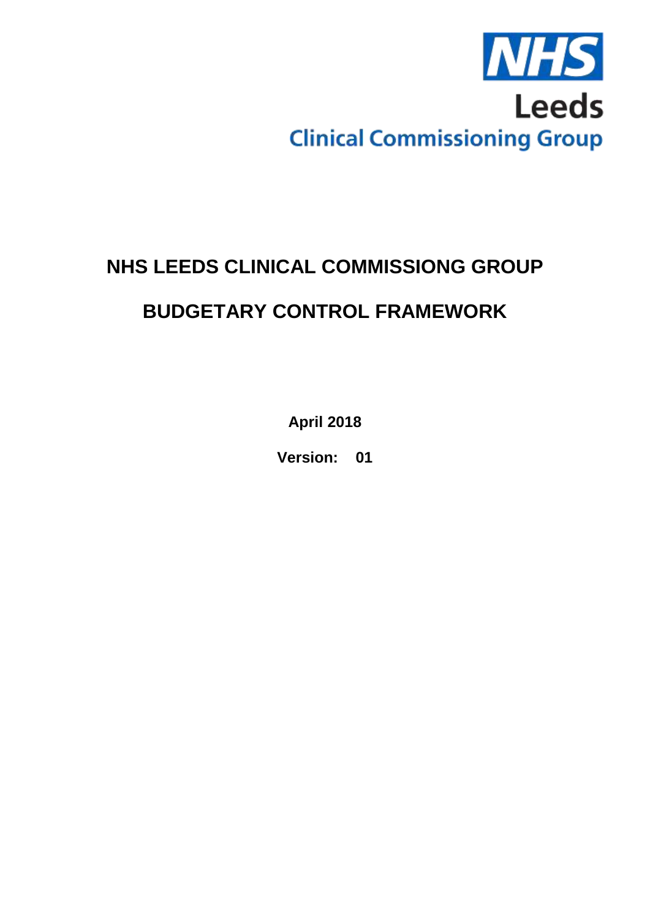NHS

Leeds

Clinical Commissioning Group

# NHS LEEDS CLINICAL COMMISSIONG GROUP

# BUDGETARY CONTROL FRAMEWORK

**April 2018**

**Version: 01**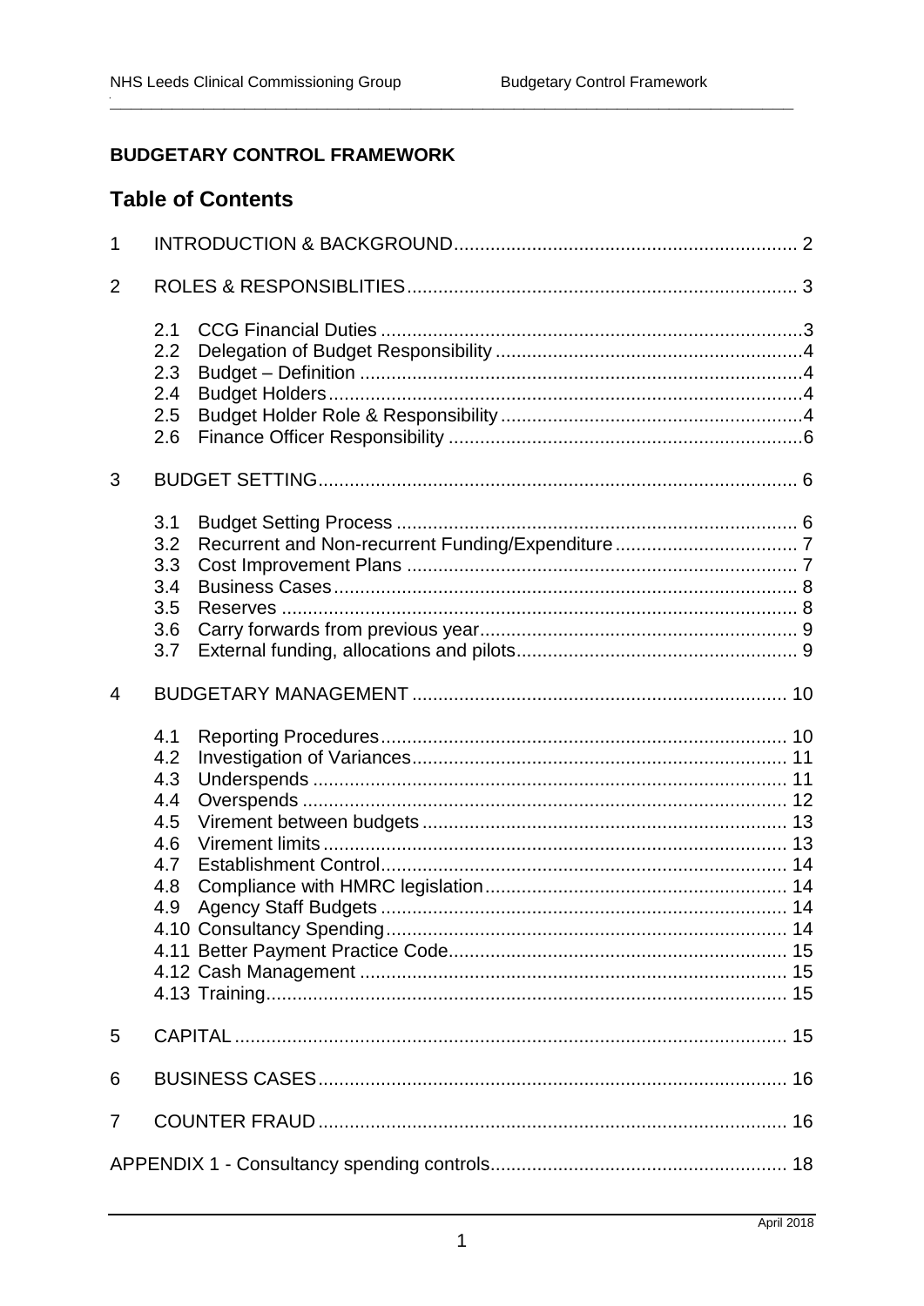## BUDGETARY CONTROL FRAMEWORK

## Table of Contents

1 INTRODUCTION & BACKGROUND ..... 2

2 ROLES & RESPONSIBLITIES ..... 3

- 2.1 CCG Financial Duties ..... 3
- 2.2 Delegation of Budget Responsibility ..... 4
- 2.3 Budget – Definition ..... 4
- 2.4 Budget Holders ..... 4
- 2.5 Budget Holder Role & Responsibility ..... 4
- 2.6 Finance Officer Responsibility ..... 6

3 BUDGET SETTING ..... 6

- 3.1 Budget Setting Process ..... 6
- 3.2 Recurrent and Non-recurrent Funding/Expenditure ..... 7
- 3.3 Cost Improvement Plans ..... 7
- 3.4 Business Cases ..... 8
- 3.5 Reserves ..... 8
- 3.6 Carry forwards from previous year ..... 9
- 3.7 External funding, allocations and pilots ..... 9

4 BUDGETARY MANAGEMENT ..... 10

- 4.1 Reporting Procedures ..... 10
- 4.2 Investigation of Variances ..... 11
- 4.3 Underspends ..... 11
- 4.4 Overspends ..... 12
- 4.5 Virement between budgets ..... 13
- 4.6 Virement limits ..... 13
- 4.7 Establishment Control ..... 14
- 4.8 Compliance with HMRC legislation ..... 14
- 4.9 Agency Staff Budgets ..... 14
- 4.10 Consultancy Spending ..... 14
- 4.11 Better Payment Practice Code ..... 15
- 4.12 Cash Management ..... 15
- 4.13 Training ..... 15

5 CAPITAL ..... 15

6 BUSINESS CASES ..... 16

7 COUNTER FRAUD ..... 16

APPENDIX 1 - Consultancy spending controls ..... 18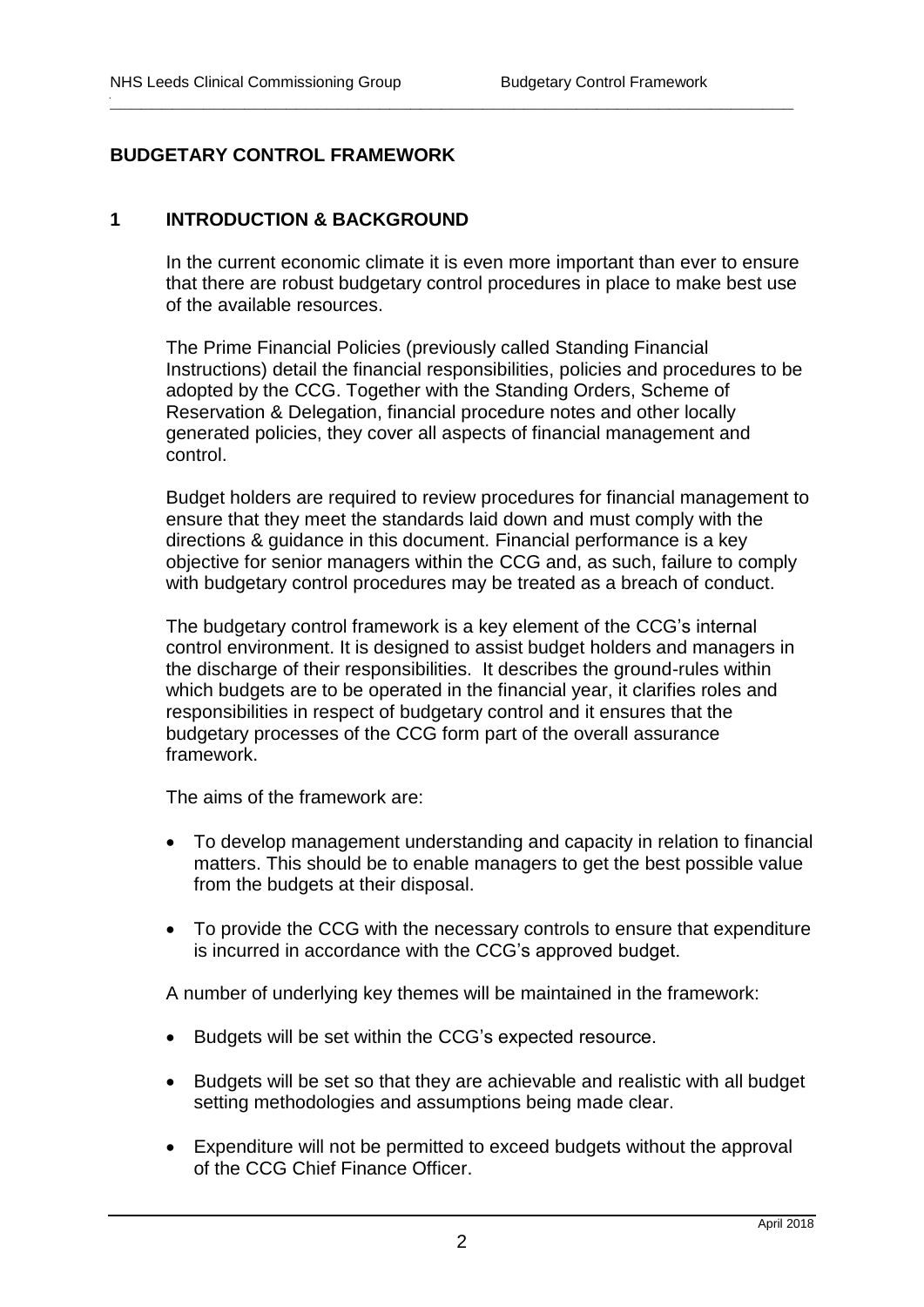# BUDGETARY CONTROL FRAMEWORK

## 1 INTRODUCTION & BACKGROUND

In the current economic climate it is even more important than ever to ensure that there are robust budgetary control procedures in place to make best use of the available resources.

The Prime Financial Policies (previously called Standing Financial Instructions) detail the financial responsibilities, policies and procedures to be adopted by the CCG. Together with the Standing Orders, Scheme of Reservation & Delegation, financial procedure notes and other locally generated policies, they cover all aspects of financial management and control.

Budget holders are required to review procedures for financial management to ensure that they meet the standards laid down and must comply with the directions & guidance in this document. Financial performance is a key objective for senior managers within the CCG and, as such, failure to comply with budgetary control procedures may be treated as a breach of conduct.

The budgetary control framework is a key element of the CCG's internal control environment. It is designed to assist budget holders and managers in the discharge of their responsibilities. It describes the ground-rules within which budgets are to be operated in the financial year, it clarifies roles and responsibilities in respect of budgetary control and it ensures that the budgetary processes of the CCG form part of the overall assurance framework.

The aims of the framework are:

- To develop management understanding and capacity in relation to financial matters. This should be to enable managers to get the best possible value from the budgets at their disposal.
- To provide the CCG with the necessary controls to ensure that expenditure is incurred in accordance with the CCG's approved budget.

A number of underlying key themes will be maintained in the framework:

- Budgets will be set within the CCG's expected resource.
- Budgets will be set so that they are achievable and realistic with all budget setting methodologies and assumptions being made clear.
- Expenditure will not be permitted to exceed budgets without the approval of the CCG Chief Finance Officer.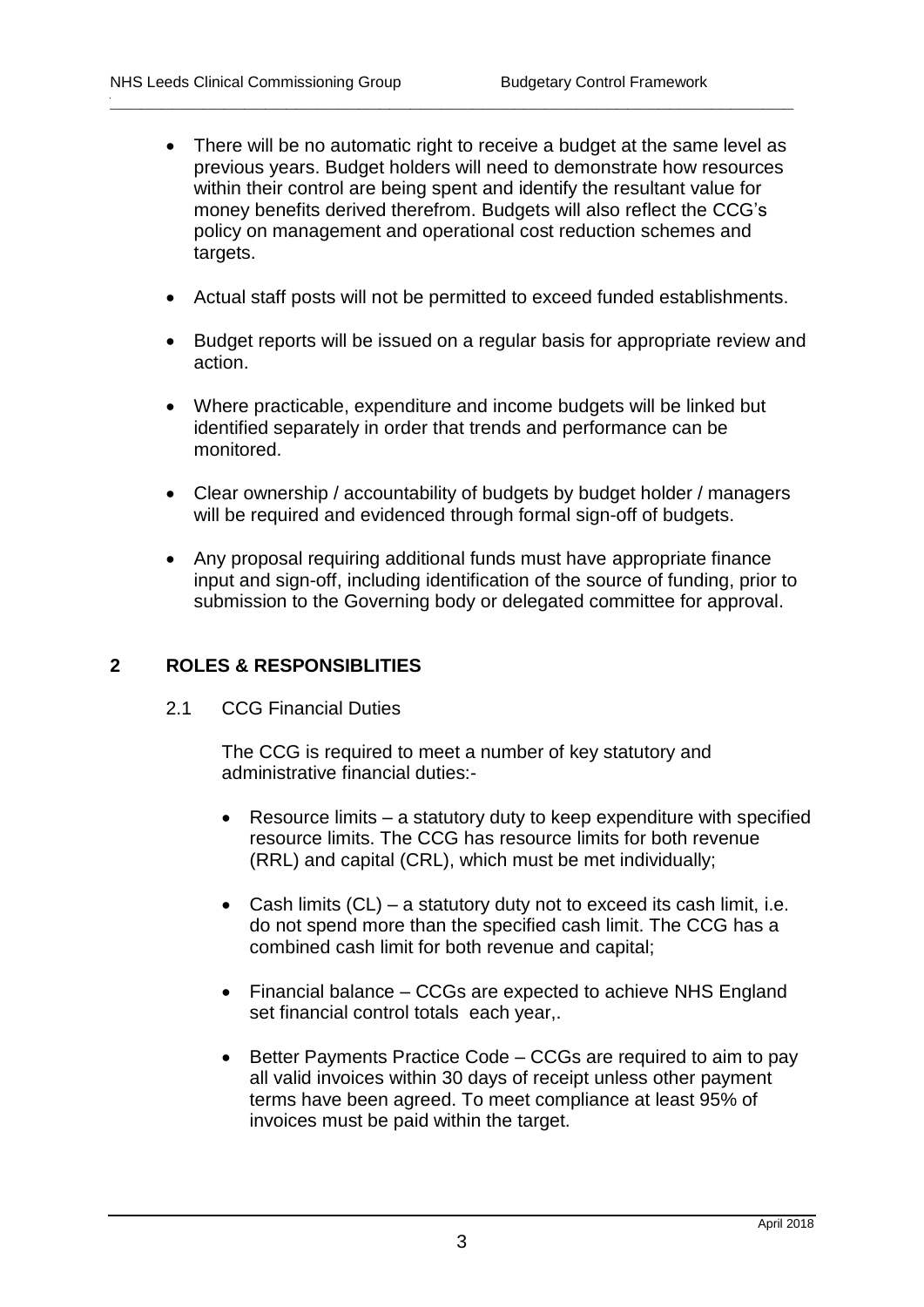- There will be no automatic right to receive a budget at the same level as previous years. Budget holders will need to demonstrate how resources within their control are being spent and identify the resultant value for money benefits derived therefrom. Budgets will also reflect the CCG's policy on management and operational cost reduction schemes and targets.

- Actual staff posts will not be permitted to exceed funded establishments.

- Budget reports will be issued on a regular basis for appropriate review and action.

- Where practicable, expenditure and income budgets will be linked but identified separately in order that trends and performance can be monitored.

- Clear ownership / accountability of budgets by budget holder / managers will be required and evidenced through formal sign-off of budgets.

- Any proposal requiring additional funds must have appropriate finance input and sign-off, including identification of the source of funding, prior to submission to the Governing body or delegated committee for approval.

## 2 ROLES & RESPONSIBLITIES

### 2.1 CCG Financial Duties

The CCG is required to meet a number of key statutory and administrative financial duties:-

- Resource limits – a statutory duty to keep expenditure with specified resource limits. The CCG has resource limits for both revenue (RRL) and capital (CRL), which must be met individually;

- Cash limits (CL) – a statutory duty not to exceed its cash limit, i.e. do not spend more than the specified cash limit. The CCG has a combined cash limit for both revenue and capital;

- Financial balance – CCGs are expected to achieve NHS England set financial control totals each year,.

- Better Payments Practice Code – CCGs are required to aim to pay all valid invoices within 30 days of receipt unless other payment terms have been agreed. To meet compliance at least 95% of invoices must be paid within the target.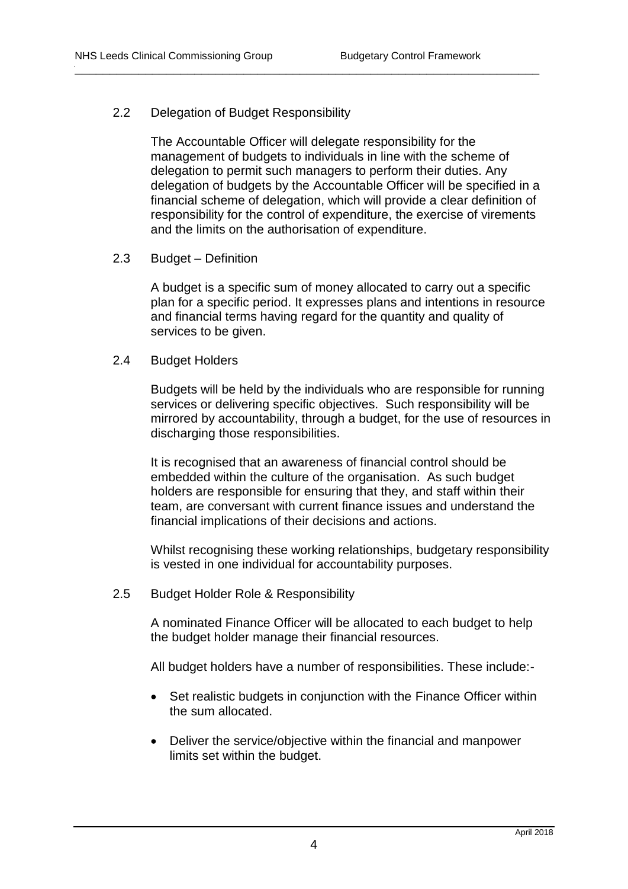## 2.2 Delegation of Budget Responsibility

The Accountable Officer will delegate responsibility for the management of budgets to individuals in line with the scheme of delegation to permit such managers to perform their duties. Any delegation of budgets by the Accountable Officer will be specified in a financial scheme of delegation, which will provide a clear definition of responsibility for the control of expenditure, the exercise of virements and the limits on the authorisation of expenditure.

## 2.3 Budget – Definition

A budget is a specific sum of money allocated to carry out a specific plan for a specific period. It expresses plans and intentions in resource and financial terms having regard for the quantity and quality of services to be given.

## 2.4 Budget Holders

Budgets will be held by the individuals who are responsible for running services or delivering specific objectives. Such responsibility will be mirrored by accountability, through a budget, for the use of resources in discharging those responsibilities.

It is recognised that an awareness of financial control should be embedded within the culture of the organisation. As such budget holders are responsible for ensuring that they, and staff within their team, are conversant with current finance issues and understand the financial implications of their decisions and actions.

Whilst recognising these working relationships, budgetary responsibility is vested in one individual for accountability purposes.

## 2.5 Budget Holder Role & Responsibility

A nominated Finance Officer will be allocated to each budget to help the budget holder manage their financial resources.

All budget holders have a number of responsibilities. These include:-

- Set realistic budgets in conjunction with the Finance Officer within the sum allocated.
- Deliver the service/objective within the financial and manpower limits set within the budget.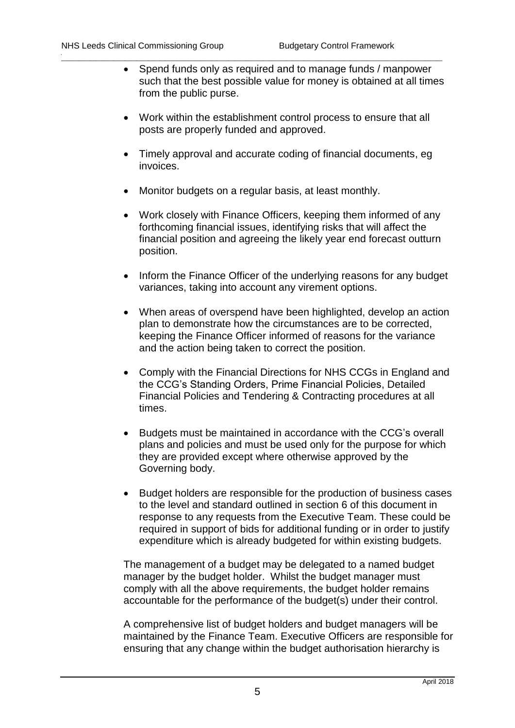- Spend funds only as required and to manage funds / manpower such that the best possible value for money is obtained at all times from the public purse.

- Work within the establishment control process to ensure that all posts are properly funded and approved.

- Timely approval and accurate coding of financial documents, eg invoices.

- Monitor budgets on a regular basis, at least monthly.

- Work closely with Finance Officers, keeping them informed of any forthcoming financial issues, identifying risks that will affect the financial position and agreeing the likely year end forecast outturn position.

- Inform the Finance Officer of the underlying reasons for any budget variances, taking into account any virement options.

- When areas of overspend have been highlighted, develop an action plan to demonstrate how the circumstances are to be corrected, keeping the Finance Officer informed of reasons for the variance and the action being taken to correct the position.

- Comply with the Financial Directions for NHS CCGs in England and the CCG's Standing Orders, Prime Financial Policies, Detailed Financial Policies and Tendering & Contracting procedures at all times.

- Budgets must be maintained in accordance with the CCG's overall plans and policies and must be used only for the purpose for which they are provided except where otherwise approved by the Governing body.

- Budget holders are responsible for the production of business cases to the level and standard outlined in section 6 of this document in response to any requests from the Executive Team. These could be required in support of bids for additional funding or in order to justify expenditure which is already budgeted for within existing budgets.

The management of a budget may be delegated to a named budget manager by the budget holder. Whilst the budget manager must comply with all the above requirements, the budget holder remains accountable for the performance of the budget(s) under their control.

A comprehensive list of budget holders and budget managers will be maintained by the Finance Team. Executive Officers are responsible for ensuring that any change within the budget authorisation hierarchy is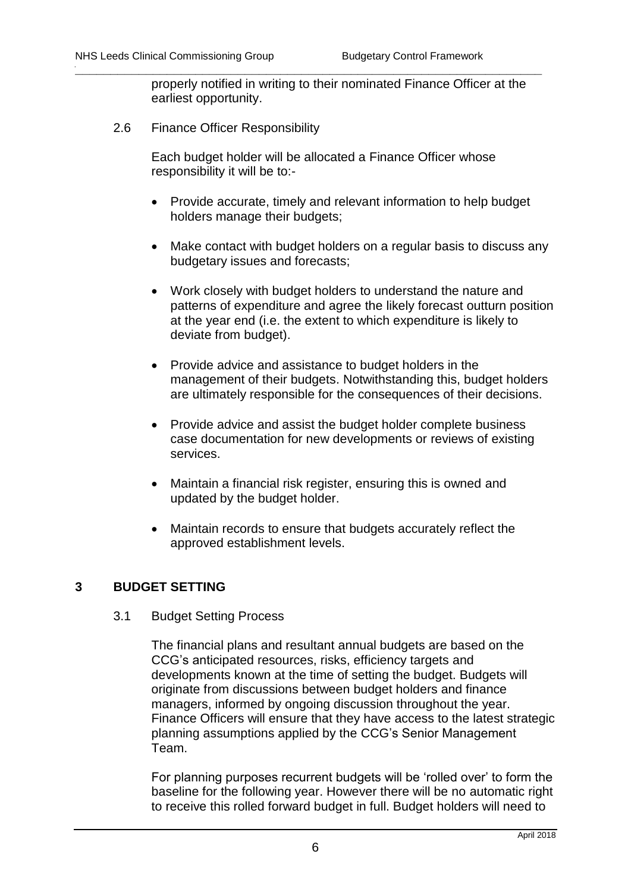properly notified in writing to their nominated Finance Officer at the earliest opportunity.

### 2.6 Finance Officer Responsibility

Each budget holder will be allocated a Finance Officer whose responsibility it will be to:-

- Provide accurate, timely and relevant information to help budget holders manage their budgets;
- Make contact with budget holders on a regular basis to discuss any budgetary issues and forecasts;
- Work closely with budget holders to understand the nature and patterns of expenditure and agree the likely forecast outturn position at the year end (i.e. the extent to which expenditure is likely to deviate from budget).
- Provide advice and assistance to budget holders in the management of their budgets. Notwithstanding this, budget holders are ultimately responsible for the consequences of their decisions.
- Provide advice and assist the budget holder complete business case documentation for new developments or reviews of existing services.
- Maintain a financial risk register, ensuring this is owned and updated by the budget holder.
- Maintain records to ensure that budgets accurately reflect the approved establishment levels.

## 3 BUDGET SETTING

### 3.1 Budget Setting Process

The financial plans and resultant annual budgets are based on the CCG's anticipated resources, risks, efficiency targets and developments known at the time of setting the budget. Budgets will originate from discussions between budget holders and finance managers, informed by ongoing discussion throughout the year. Finance Officers will ensure that they have access to the latest strategic planning assumptions applied by the CCG's Senior Management Team.

For planning purposes recurrent budgets will be 'rolled over' to form the baseline for the following year. However there will be no automatic right to receive this rolled forward budget in full. Budget holders will need to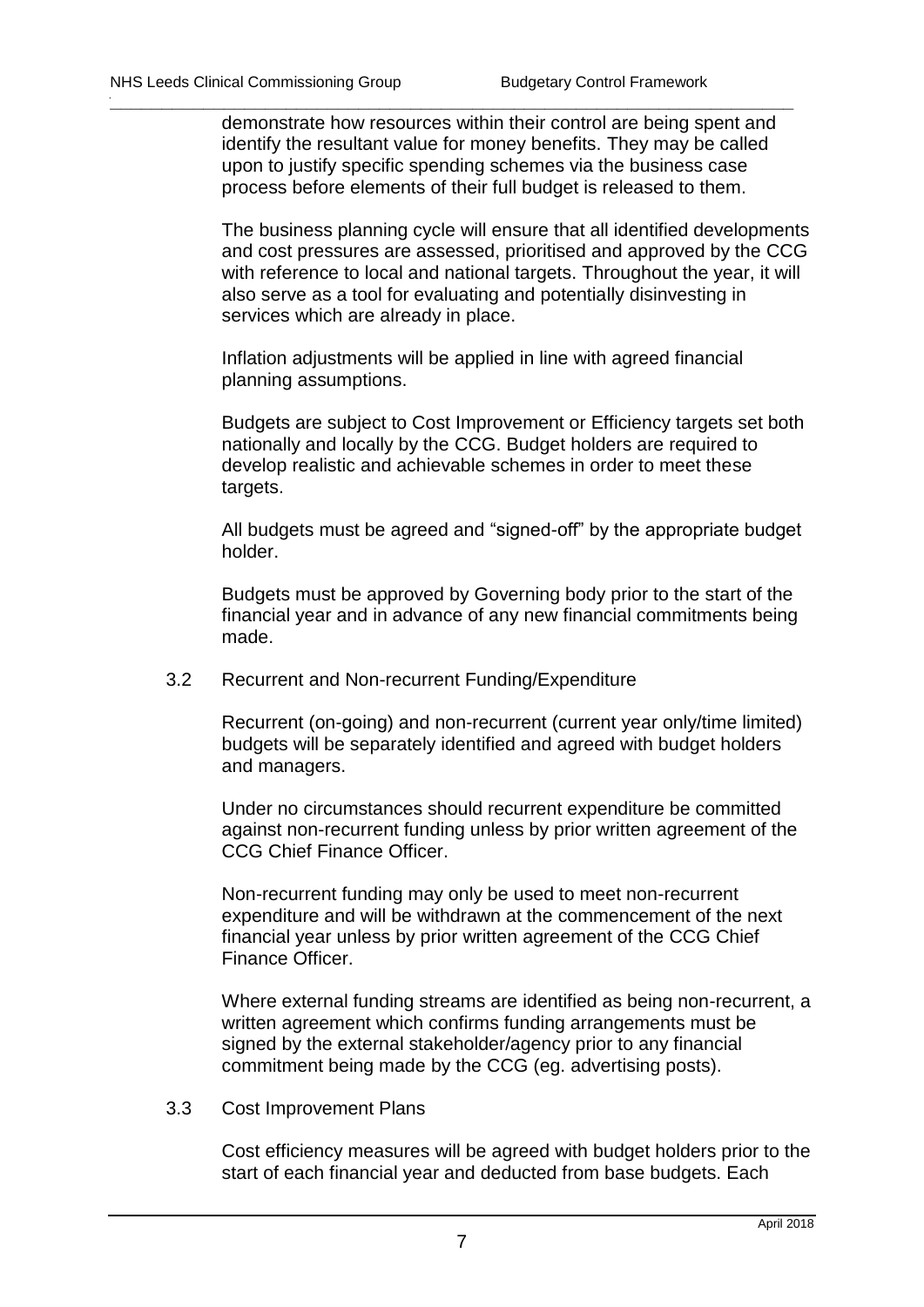demonstrate how resources within their control are being spent and identify the resultant value for money benefits. They may be called upon to justify specific spending schemes via the business case process before elements of their full budget is released to them.

The business planning cycle will ensure that all identified developments and cost pressures are assessed, prioritised and approved by the CCG with reference to local and national targets. Throughout the year, it will also serve as a tool for evaluating and potentially disinvesting in services which are already in place.

Inflation adjustments will be applied in line with agreed financial planning assumptions.

Budgets are subject to Cost Improvement or Efficiency targets set both nationally and locally by the CCG. Budget holders are required to develop realistic and achievable schemes in order to meet these targets.

All budgets must be agreed and "signed-off" by the appropriate budget holder.

Budgets must be approved by Governing body prior to the start of the financial year and in advance of any new financial commitments being made.

### 3.2 Recurrent and Non-recurrent Funding/Expenditure

Recurrent (on-going) and non-recurrent (current year only/time limited) budgets will be separately identified and agreed with budget holders and managers.

Under no circumstances should recurrent expenditure be committed against non-recurrent funding unless by prior written agreement of the CCG Chief Finance Officer.

Non-recurrent funding may only be used to meet non-recurrent expenditure and will be withdrawn at the commencement of the next financial year unless by prior written agreement of the CCG Chief Finance Officer.

Where external funding streams are identified as being non-recurrent, a written agreement which confirms funding arrangements must be signed by the external stakeholder/agency prior to any financial commitment being made by the CCG (eg. advertising posts).

### 3.3 Cost Improvement Plans

Cost efficiency measures will be agreed with budget holders prior to the start of each financial year and deducted from base budgets. Each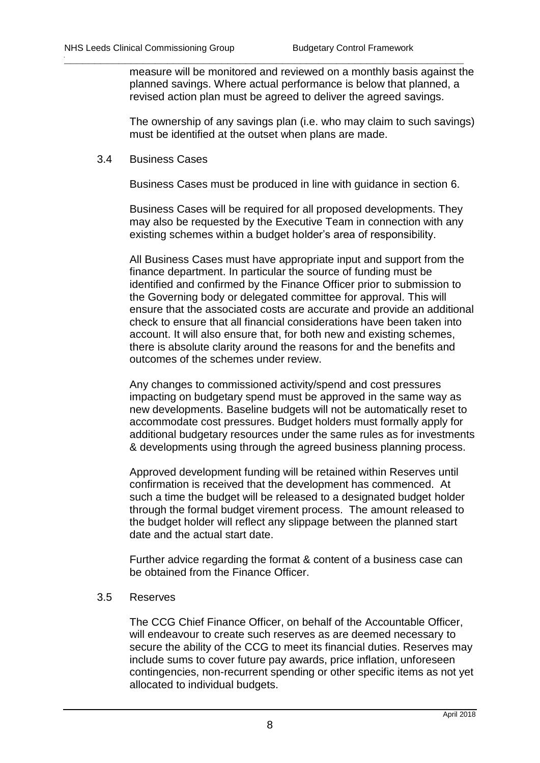measure will be monitored and reviewed on a monthly basis against the planned savings. Where actual performance is below that planned, a revised action plan must be agreed to deliver the agreed savings.

The ownership of any savings plan (i.e. who may claim to such savings) must be identified at the outset when plans are made.

### 3.4 Business Cases

Business Cases must be produced in line with guidance in section 6.

Business Cases will be required for all proposed developments. They may also be requested by the Executive Team in connection with any existing schemes within a budget holder's area of responsibility.

All Business Cases must have appropriate input and support from the finance department. In particular the source of funding must be identified and confirmed by the Finance Officer prior to submission to the Governing body or delegated committee for approval. This will ensure that the associated costs are accurate and provide an additional check to ensure that all financial considerations have been taken into account. It will also ensure that, for both new and existing schemes, there is absolute clarity around the reasons for and the benefits and outcomes of the schemes under review.

Any changes to commissioned activity/spend and cost pressures impacting on budgetary spend must be approved in the same way as new developments. Baseline budgets will not be automatically reset to accommodate cost pressures. Budget holders must formally apply for additional budgetary resources under the same rules as for investments & developments using through the agreed business planning process.

Approved development funding will be retained within Reserves until confirmation is received that the development has commenced. At such a time the budget will be released to a designated budget holder through the formal budget virement process. The amount released to the budget holder will reflect any slippage between the planned start date and the actual start date.

Further advice regarding the format & content of a business case can be obtained from the Finance Officer.

### 3.5 Reserves

The CCG Chief Finance Officer, on behalf of the Accountable Officer, will endeavour to create such reserves as are deemed necessary to secure the ability of the CCG to meet its financial duties. Reserves may include sums to cover future pay awards, price inflation, unforeseen contingencies, non-recurrent spending or other specific items as not yet allocated to individual budgets.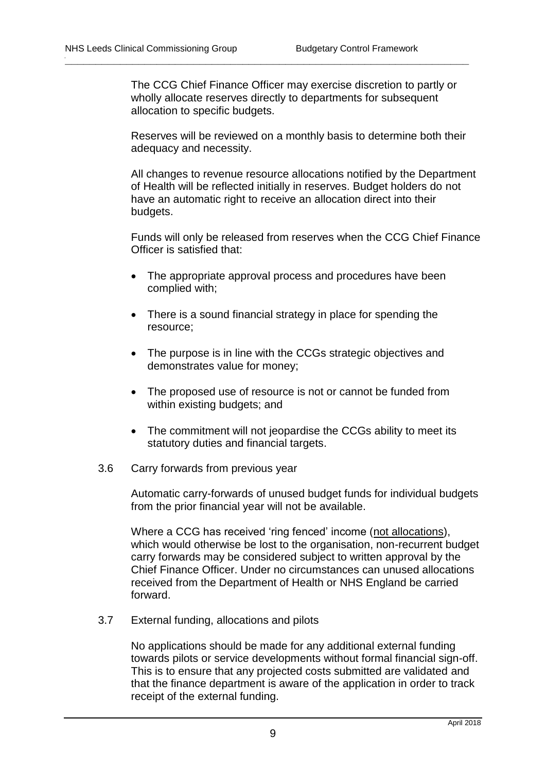The CCG Chief Finance Officer may exercise discretion to partly or wholly allocate reserves directly to departments for subsequent allocation to specific budgets.

Reserves will be reviewed on a monthly basis to determine both their adequacy and necessity.

All changes to revenue resource allocations notified by the Department of Health will be reflected initially in reserves. Budget holders do not have an automatic right to receive an allocation direct into their budgets.

Funds will only be released from reserves when the CCG Chief Finance Officer is satisfied that:

- The appropriate approval process and procedures have been complied with;
- There is a sound financial strategy in place for spending the resource;
- The purpose is in line with the CCGs strategic objectives and demonstrates value for money;
- The proposed use of resource is not or cannot be funded from within existing budgets; and
- The commitment will not jeopardise the CCGs ability to meet its statutory duties and financial targets.

### 3.6 Carry forwards from previous year

Automatic carry-forwards of unused budget funds for individual budgets from the prior financial year will not be available.

Where a CCG has received 'ring fenced' income (<u>not allocations</u>), which would otherwise be lost to the organisation, non-recurrent budget carry forwards may be considered subject to written approval by the Chief Finance Officer. Under no circumstances can unused allocations received from the Department of Health or NHS England be carried forward.

### 3.7 External funding, allocations and pilots

No applications should be made for any additional external funding towards pilots or service developments without formal financial sign-off. This is to ensure that any projected costs submitted are validated and that the finance department is aware of the application in order to track receipt of the external funding.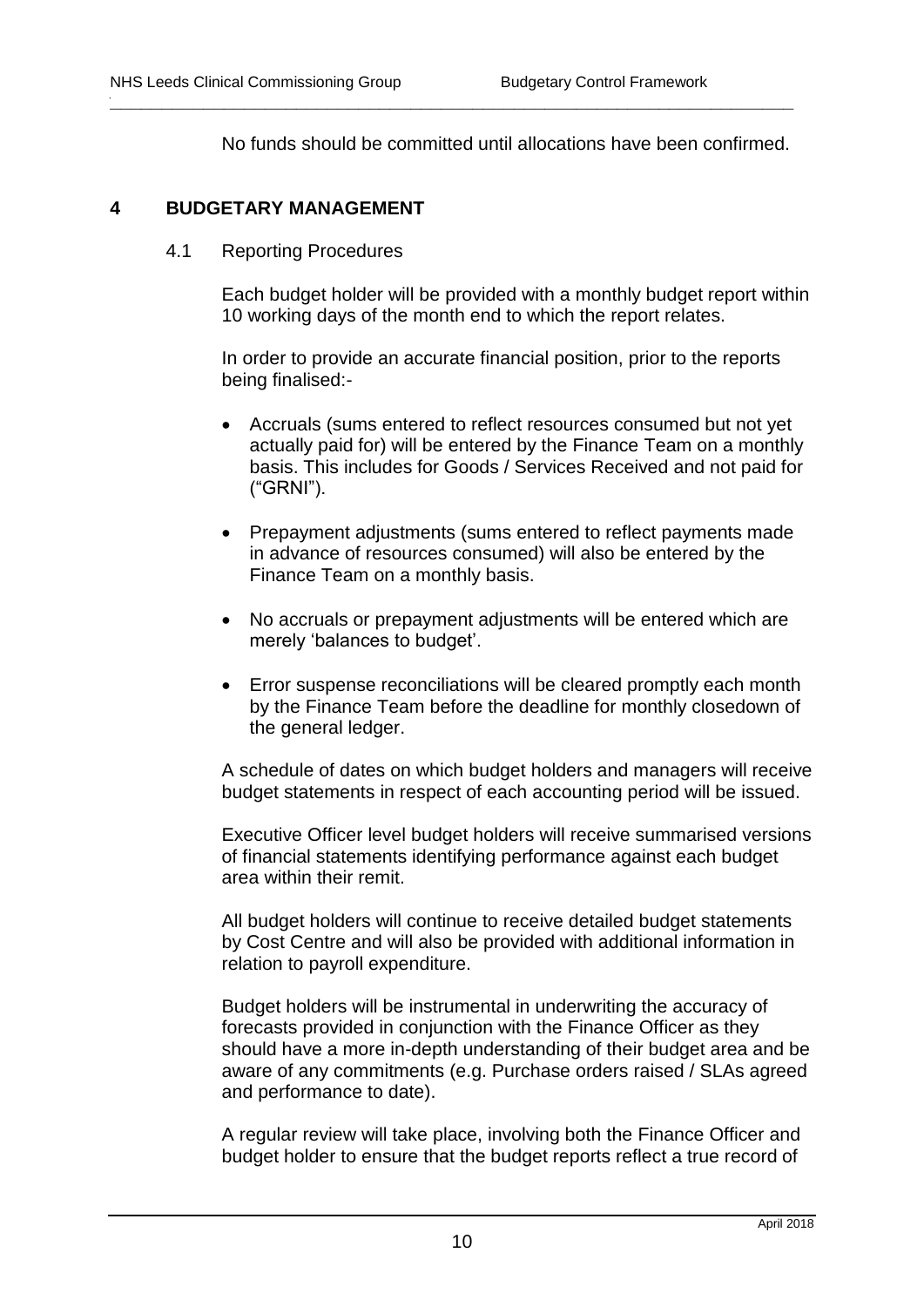No funds should be committed until allocations have been confirmed.

## 4 BUDGETARY MANAGEMENT

### 4.1 Reporting Procedures

Each budget holder will be provided with a monthly budget report within 10 working days of the month end to which the report relates.

In order to provide an accurate financial position, prior to the reports being finalised:-

- Accruals (sums entered to reflect resources consumed but not yet actually paid for) will be entered by the Finance Team on a monthly basis. This includes for Goods / Services Received and not paid for ("GRNI").
- Prepayment adjustments (sums entered to reflect payments made in advance of resources consumed) will also be entered by the Finance Team on a monthly basis.
- No accruals or prepayment adjustments will be entered which are merely 'balances to budget'.
- Error suspense reconciliations will be cleared promptly each month by the Finance Team before the deadline for monthly closedown of the general ledger.

A schedule of dates on which budget holders and managers will receive budget statements in respect of each accounting period will be issued.

Executive Officer level budget holders will receive summarised versions of financial statements identifying performance against each budget area within their remit.

All budget holders will continue to receive detailed budget statements by Cost Centre and will also be provided with additional information in relation to payroll expenditure.

Budget holders will be instrumental in underwriting the accuracy of forecasts provided in conjunction with the Finance Officer as they should have a more in-depth understanding of their budget area and be aware of any commitments (e.g. Purchase orders raised / SLAs agreed and performance to date).

A regular review will take place, involving both the Finance Officer and budget holder to ensure that the budget reports reflect a true record of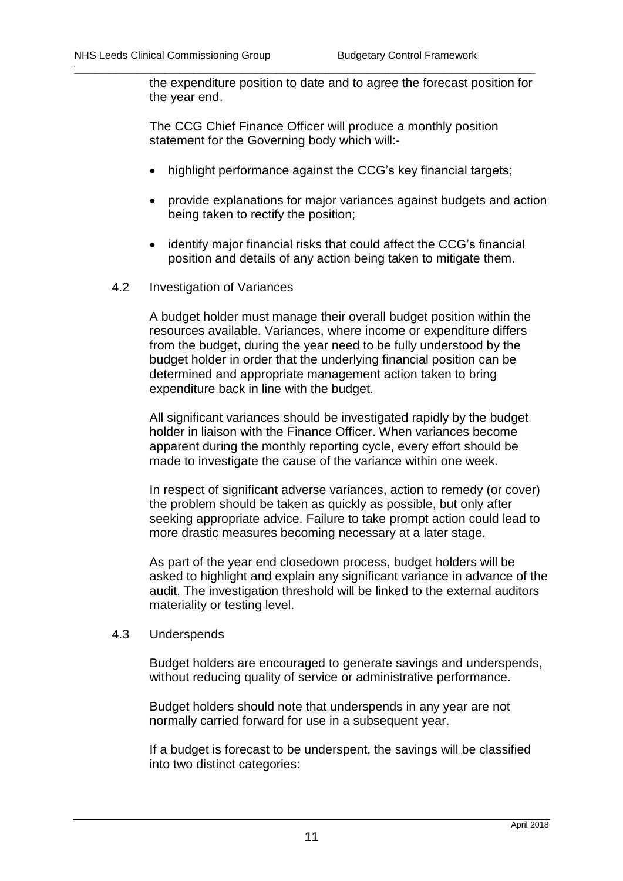the expenditure position to date and to agree the forecast position for the year end.

The CCG Chief Finance Officer will produce a monthly position statement for the Governing body which will:-

- highlight performance against the CCG's key financial targets;
- provide explanations for major variances against budgets and action being taken to rectify the position;
- identify major financial risks that could affect the CCG's financial position and details of any action being taken to mitigate them.

### 4.2 Investigation of Variances

A budget holder must manage their overall budget position within the resources available. Variances, where income or expenditure differs from the budget, during the year need to be fully understood by the budget holder in order that the underlying financial position can be determined and appropriate management action taken to bring expenditure back in line with the budget.

All significant variances should be investigated rapidly by the budget holder in liaison with the Finance Officer. When variances become apparent during the monthly reporting cycle, every effort should be made to investigate the cause of the variance within one week.

In respect of significant adverse variances, action to remedy (or cover) the problem should be taken as quickly as possible, but only after seeking appropriate advice. Failure to take prompt action could lead to more drastic measures becoming necessary at a later stage.

As part of the year end closedown process, budget holders will be asked to highlight and explain any significant variance in advance of the audit. The investigation threshold will be linked to the external auditors materiality or testing level.

### 4.3 Underspends

Budget holders are encouraged to generate savings and underspends, without reducing quality of service or administrative performance.

Budget holders should note that underspends in any year are not normally carried forward for use in a subsequent year.

If a budget is forecast to be underspent, the savings will be classified into two distinct categories: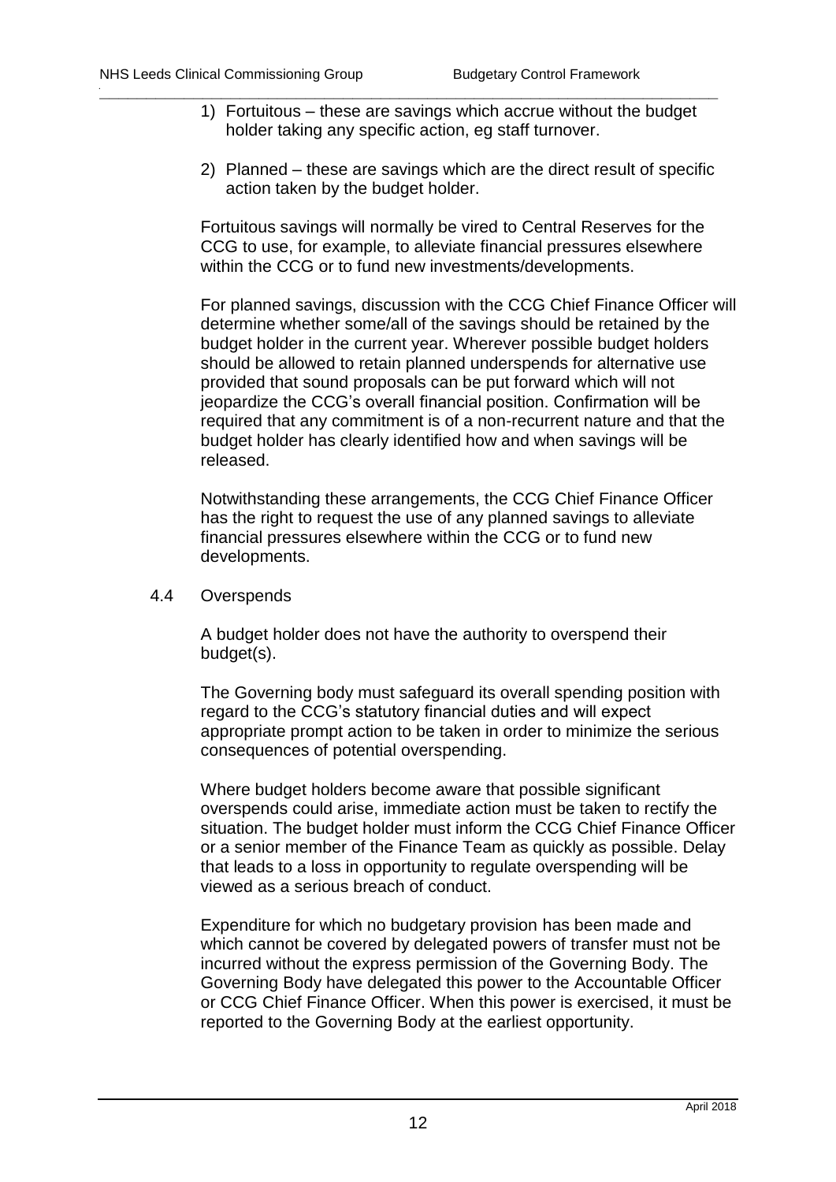1) Fortuitous – these are savings which accrue without the budget holder taking any specific action, eg staff turnover.

2) Planned – these are savings which are the direct result of specific action taken by the budget holder.

Fortuitous savings will normally be vired to Central Reserves for the CCG to use, for example, to alleviate financial pressures elsewhere within the CCG or to fund new investments/developments.

For planned savings, discussion with the CCG Chief Finance Officer will determine whether some/all of the savings should be retained by the budget holder in the current year. Wherever possible budget holders should be allowed to retain planned underspends for alternative use provided that sound proposals can be put forward which will not jeopardize the CCG's overall financial position. Confirmation will be required that any commitment is of a non-recurrent nature and that the budget holder has clearly identified how and when savings will be released.

Notwithstanding these arrangements, the CCG Chief Finance Officer has the right to request the use of any planned savings to alleviate financial pressures elsewhere within the CCG or to fund new developments.

### 4.4 Overspends

A budget holder does not have the authority to overspend their budget(s).

The Governing body must safeguard its overall spending position with regard to the CCG's statutory financial duties and will expect appropriate prompt action to be taken in order to minimize the serious consequences of potential overspending.

Where budget holders become aware that possible significant overspends could arise, immediate action must be taken to rectify the situation. The budget holder must inform the CCG Chief Finance Officer or a senior member of the Finance Team as quickly as possible. Delay that leads to a loss in opportunity to regulate overspending will be viewed as a serious breach of conduct.

Expenditure for which no budgetary provision has been made and which cannot be covered by delegated powers of transfer must not be incurred without the express permission of the Governing Body. The Governing Body have delegated this power to the Accountable Officer or CCG Chief Finance Officer. When this power is exercised, it must be reported to the Governing Body at the earliest opportunity.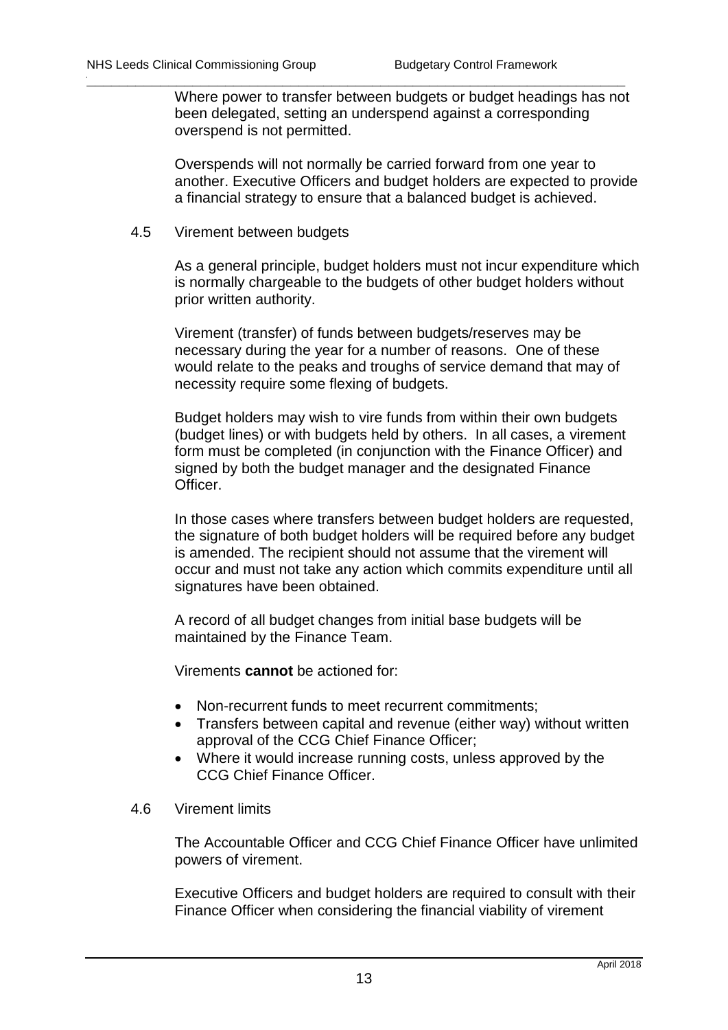Where power to transfer between budgets or budget headings has not been delegated, setting an underspend against a corresponding overspend is not permitted.

Overspends will not normally be carried forward from one year to another. Executive Officers and budget holders are expected to provide a financial strategy to ensure that a balanced budget is achieved.

### 4.5 Virement between budgets

As a general principle, budget holders must not incur expenditure which is normally chargeable to the budgets of other budget holders without prior written authority.

Virement (transfer) of funds between budgets/reserves may be necessary during the year for a number of reasons. One of these would relate to the peaks and troughs of service demand that may of necessity require some flexing of budgets.

Budget holders may wish to vire funds from within their own budgets (budget lines) or with budgets held by others. In all cases, a virement form must be completed (in conjunction with the Finance Officer) and signed by both the budget manager and the designated Finance Officer.

In those cases where transfers between budget holders are requested, the signature of both budget holders will be required before any budget is amended. The recipient should not assume that the virement will occur and must not take any action which commits expenditure until all signatures have been obtained.

A record of all budget changes from initial base budgets will be maintained by the Finance Team.

Virements **cannot** be actioned for:

- Non-recurrent funds to meet recurrent commitments;
- Transfers between capital and revenue (either way) without written approval of the CCG Chief Finance Officer;
- Where it would increase running costs, unless approved by the CCG Chief Finance Officer.

### 4.6 Virement limits

The Accountable Officer and CCG Chief Finance Officer have unlimited powers of virement.

Executive Officers and budget holders are required to consult with their Finance Officer when considering the financial viability of virement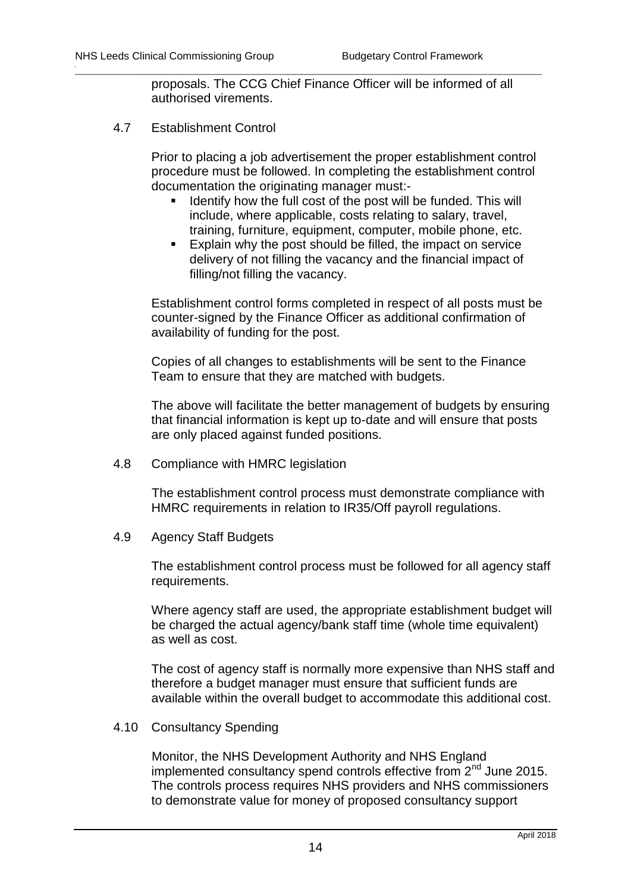proposals. The CCG Chief Finance Officer will be informed of all authorised virements.

### 4.7 Establishment Control

Prior to placing a job advertisement the proper establishment control procedure must be followed. In completing the establishment control documentation the originating manager must:-

- Identify how the full cost of the post will be funded. This will include, where applicable, costs relating to salary, travel, training, furniture, equipment, computer, mobile phone, etc.
- Explain why the post should be filled, the impact on service delivery of not filling the vacancy and the financial impact of filling/not filling the vacancy.

Establishment control forms completed in respect of all posts must be counter-signed by the Finance Officer as additional confirmation of availability of funding for the post.

Copies of all changes to establishments will be sent to the Finance Team to ensure that they are matched with budgets.

The above will facilitate the better management of budgets by ensuring that financial information is kept up to-date and will ensure that posts are only placed against funded positions.

### 4.8 Compliance with HMRC legislation

The establishment control process must demonstrate compliance with HMRC requirements in relation to IR35/Off payroll regulations.

### 4.9 Agency Staff Budgets

The establishment control process must be followed for all agency staff requirements.

Where agency staff are used, the appropriate establishment budget will be charged the actual agency/bank staff time (whole time equivalent) as well as cost.

The cost of agency staff is normally more expensive than NHS staff and therefore a budget manager must ensure that sufficient funds are available within the overall budget to accommodate this additional cost.

### 4.10 Consultancy Spending

Monitor, the NHS Development Authority and NHS England implemented consultancy spend controls effective from 2nd June 2015. The controls process requires NHS providers and NHS commissioners to demonstrate value for money of proposed consultancy support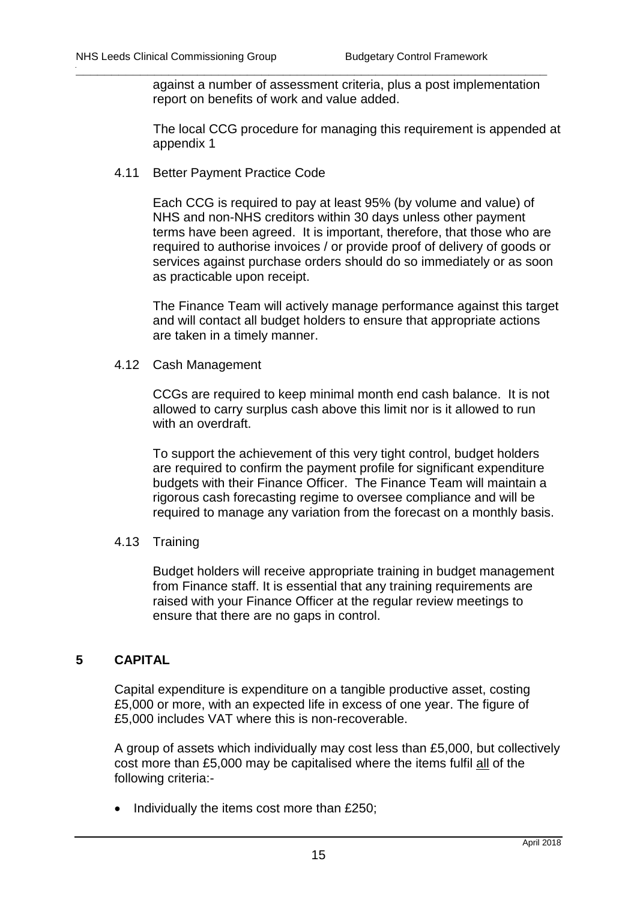against a number of assessment criteria, plus a post implementation report on benefits of work and value added.

The local CCG procedure for managing this requirement is appended at appendix 1

4.11 Better Payment Practice Code

Each CCG is required to pay at least 95% (by volume and value) of NHS and non-NHS creditors within 30 days unless other payment terms have been agreed. It is important, therefore, that those who are required to authorise invoices / or provide proof of delivery of goods or services against purchase orders should do so immediately or as soon as practicable upon receipt.

The Finance Team will actively manage performance against this target and will contact all budget holders to ensure that appropriate actions are taken in a timely manner.

4.12 Cash Management

CCGs are required to keep minimal month end cash balance. It is not allowed to carry surplus cash above this limit nor is it allowed to run with an overdraft.

To support the achievement of this very tight control, budget holders are required to confirm the payment profile for significant expenditure budgets with their Finance Officer. The Finance Team will maintain a rigorous cash forecasting regime to oversee compliance and will be required to manage any variation from the forecast on a monthly basis.

4.13 Training

Budget holders will receive appropriate training in budget management from Finance staff. It is essential that any training requirements are raised with your Finance Officer at the regular review meetings to ensure that there are no gaps in control.

## 5 CAPITAL

Capital expenditure is expenditure on a tangible productive asset, costing £5,000 or more, with an expected life in excess of one year. The figure of £5,000 includes VAT where this is non-recoverable.

A group of assets which individually may cost less than £5,000, but collectively cost more than £5,000 may be capitalised where the items fulfil <u>all</u> of the following criteria:-

- Individually the items cost more than £250;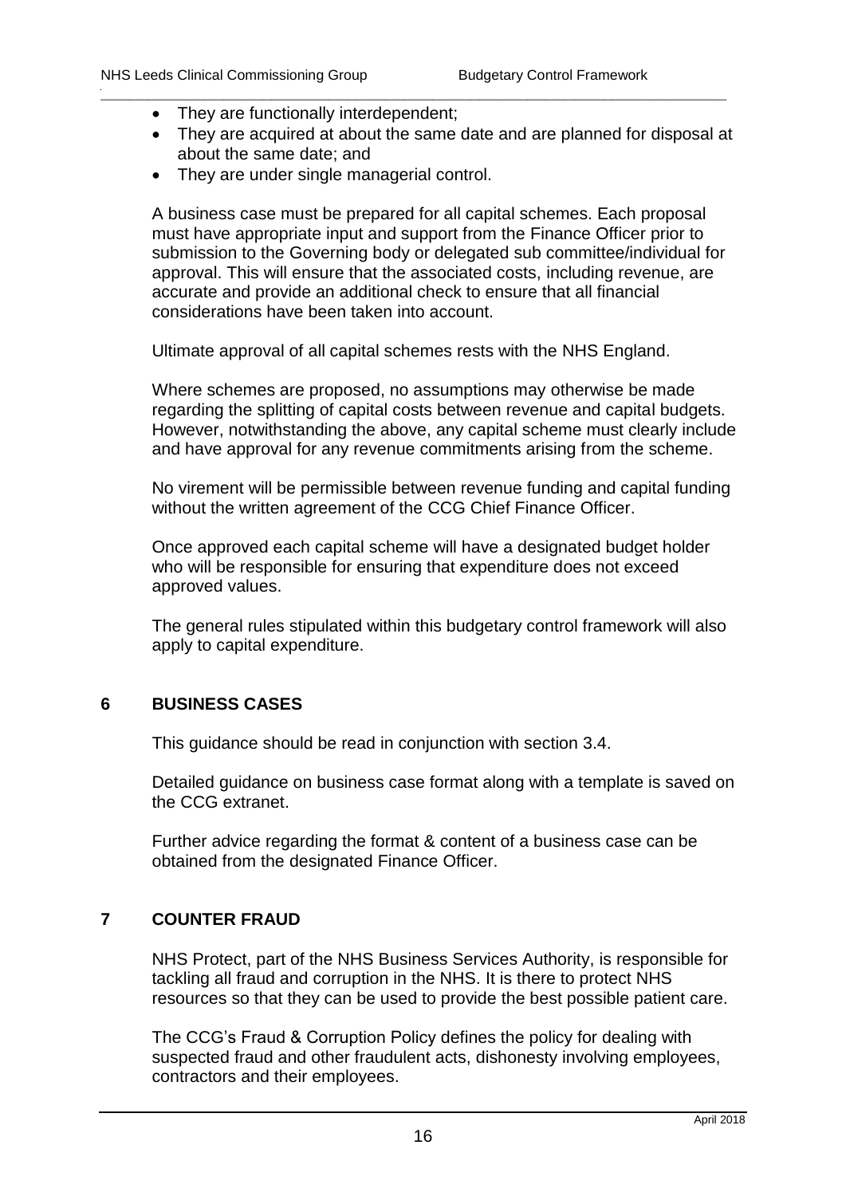- They are functionally interdependent;
- They are acquired at about the same date and are planned for disposal at about the same date; and
- They are under single managerial control.

A business case must be prepared for all capital schemes. Each proposal must have appropriate input and support from the Finance Officer prior to submission to the Governing body or delegated sub committee/individual for approval. This will ensure that the associated costs, including revenue, are accurate and provide an additional check to ensure that all financial considerations have been taken into account.

Ultimate approval of all capital schemes rests with the NHS England.

Where schemes are proposed, no assumptions may otherwise be made regarding the splitting of capital costs between revenue and capital budgets. However, notwithstanding the above, any capital scheme must clearly include and have approval for any revenue commitments arising from the scheme.

No virement will be permissible between revenue funding and capital funding without the written agreement of the CCG Chief Finance Officer.

Once approved each capital scheme will have a designated budget holder who will be responsible for ensuring that expenditure does not exceed approved values.

The general rules stipulated within this budgetary control framework will also apply to capital expenditure.

## 6 BUSINESS CASES

This guidance should be read in conjunction with section 3.4.

Detailed guidance on business case format along with a template is saved on the CCG extranet.

Further advice regarding the format & content of a business case can be obtained from the designated Finance Officer.

## 7 COUNTER FRAUD

NHS Protect, part of the NHS Business Services Authority, is responsible for tackling all fraud and corruption in the NHS. It is there to protect NHS resources so that they can be used to provide the best possible patient care.

The CCG's Fraud & Corruption Policy defines the policy for dealing with suspected fraud and other fraudulent acts, dishonesty involving employees, contractors and their employees.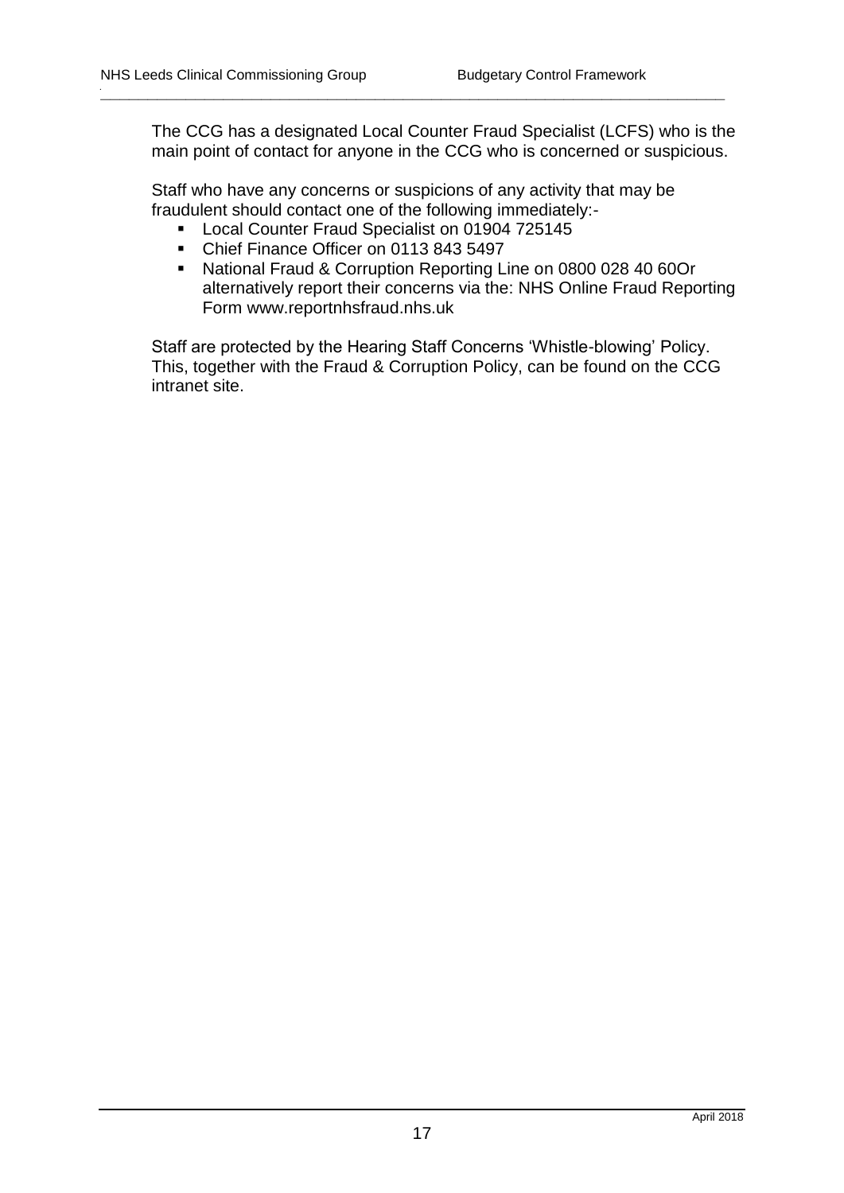The CCG has a designated Local Counter Fraud Specialist (LCFS) who is the main point of contact for anyone in the CCG who is concerned or suspicious.

Staff who have any concerns or suspicions of any activity that may be fraudulent should contact one of the following immediately:-

- Local Counter Fraud Specialist on 01904 725145
- Chief Finance Officer on 0113 843 5497
- National Fraud & Corruption Reporting Line on 0800 028 40 60Or alternatively report their concerns via the: NHS Online Fraud Reporting Form www.reportnhsfraud.nhs.uk

Staff are protected by the Hearing Staff Concerns 'Whistle-blowing' Policy. This, together with the Fraud & Corruption Policy, can be found on the CCG intranet site.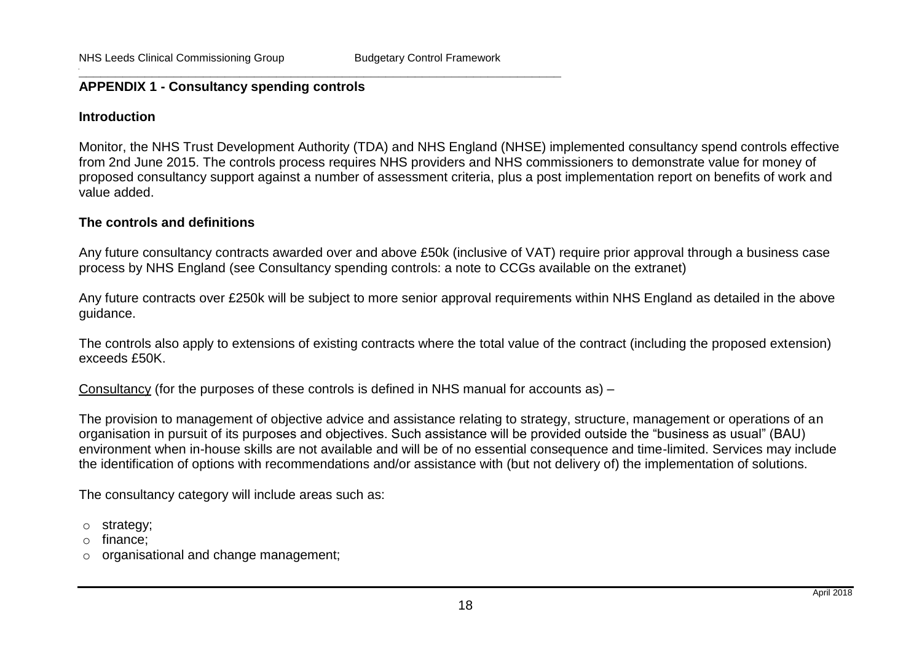## APPENDIX 1 - Consultancy spending controls

### Introduction

Monitor, the NHS Trust Development Authority (TDA) and NHS England (NHSE) implemented consultancy spend controls effective from 2nd June 2015. The controls process requires NHS providers and NHS commissioners to demonstrate value for money of proposed consultancy support against a number of assessment criteria, plus a post implementation report on benefits of work and value added.

### The controls and definitions

Any future consultancy contracts awarded over and above £50k (inclusive of VAT) require prior approval through a business case process by NHS England (see Consultancy spending controls: a note to CCGs available on the extranet)

Any future contracts over £250k will be subject to more senior approval requirements within NHS England as detailed in the above guidance.

The controls also apply to extensions of existing contracts where the total value of the contract (including the proposed extension) exceeds £50K.

Consultancy (for the purposes of these controls is defined in NHS manual for accounts as) –

The provision to management of objective advice and assistance relating to strategy, structure, management or operations of an organisation in pursuit of its purposes and objectives. Such assistance will be provided outside the "business as usual" (BAU) environment when in-house skills are not available and will be of no essential consequence and time-limited. Services may include the identification of options with recommendations and/or assistance with (but not delivery of) the implementation of solutions.

The consultancy category will include areas such as:

- strategy;
- finance;
- organisational and change management;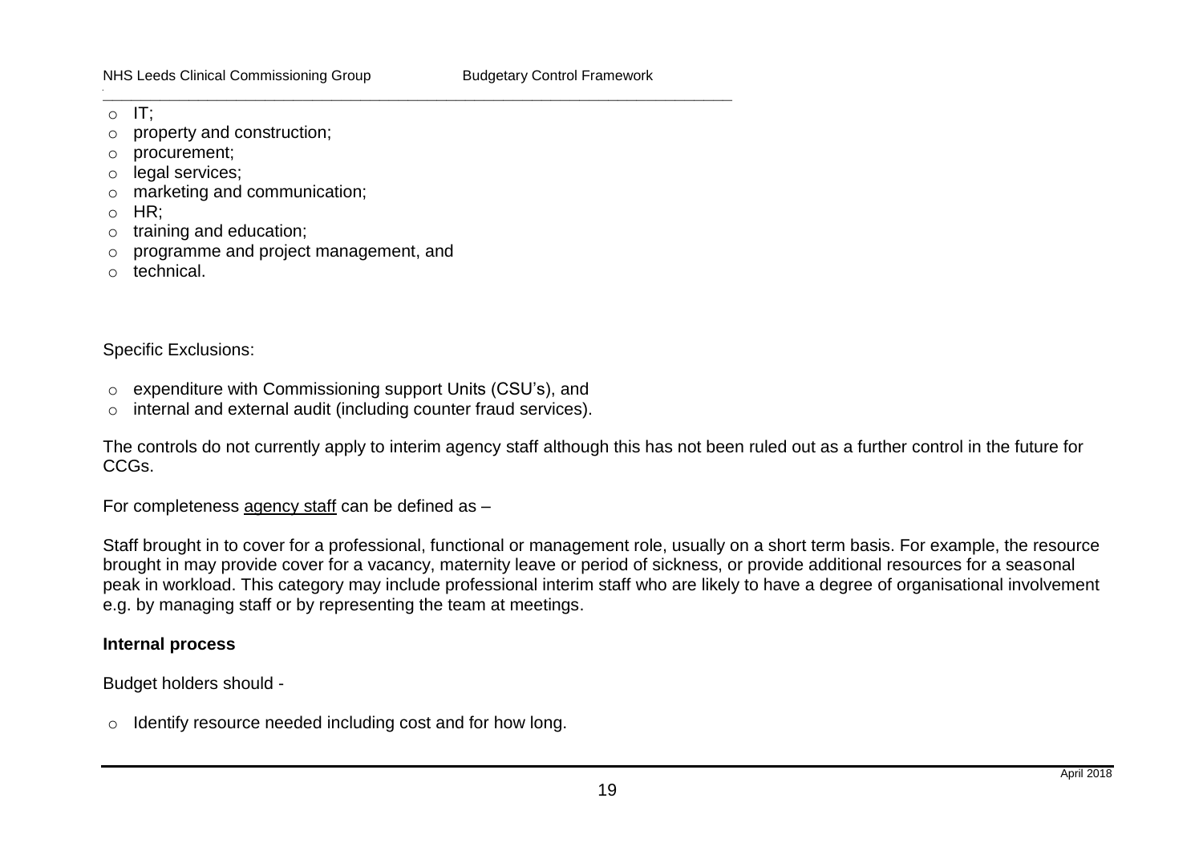- IT;
- property and construction;
- procurement;
- legal services;
- marketing and communication;
- HR;
- training and education;
- programme and project management, and
- technical.

Specific Exclusions:

- expenditure with Commissioning support Units (CSU's), and
- internal and external audit (including counter fraud services).

The controls do not currently apply to interim agency staff although this has not been ruled out as a further control in the future for CCGs.

For completeness agency staff can be defined as –

Staff brought in to cover for a professional, functional or management role, usually on a short term basis. For example, the resource brought in may provide cover for a vacancy, maternity leave or period of sickness, or provide additional resources for a seasonal peak in workload. This category may include professional interim staff who are likely to have a degree of organisational involvement e.g. by managing staff or by representing the team at meetings.

**Internal process**

Budget holders should -

- Identify resource needed including cost and for how long.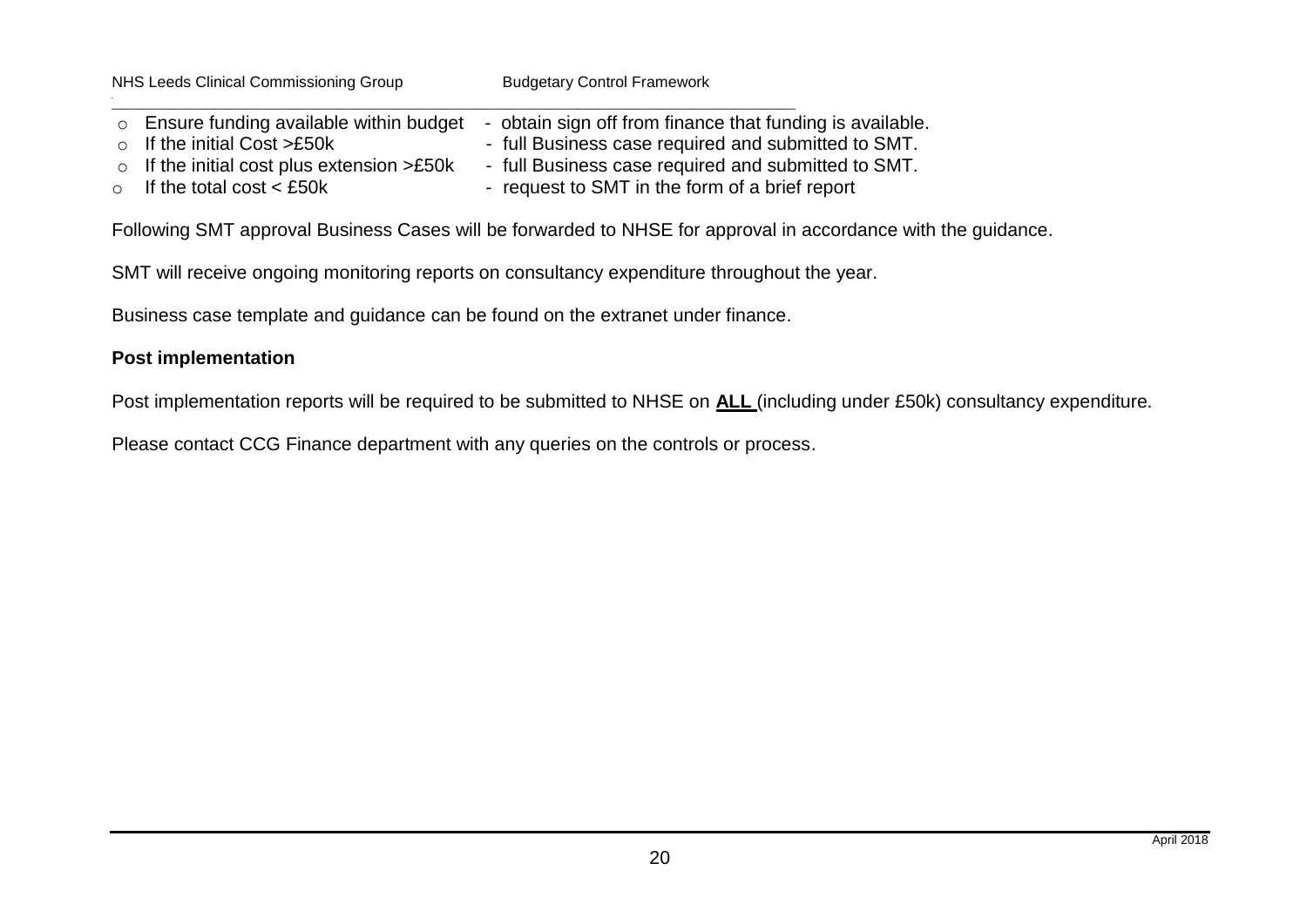- Ensure funding available within budget - obtain sign off from finance that funding is available.
- If the initial Cost >£50k - full Business case required and submitted to SMT.
- If the initial cost plus extension >£50k - full Business case required and submitted to SMT.
- If the total cost < £50k - request to SMT in the form of a brief report

Following SMT approval Business Cases will be forwarded to NHSE for approval in accordance with the guidance.

SMT will receive ongoing monitoring reports on consultancy expenditure throughout the year.

Business case template and guidance can be found on the extranet under finance.

**Post implementation**

Post implementation reports will be required to be submitted to NHSE on **ALL** (including under £50k) consultancy expenditure.

Please contact CCG Finance department with any queries on the controls or process.